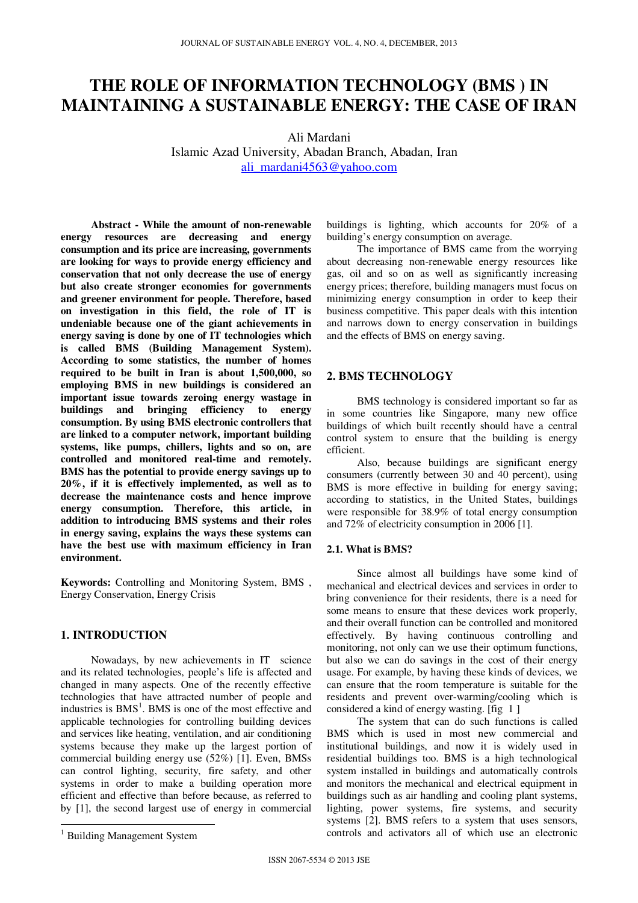# THE ROLE OF INFORMATION TECHNOLOGY (BMS ) IN MAINTAINING A SUSTAINABLE ENERGY: THE CASE OF IRAN

Ali Mardani
Islamic Azad University, Abadan Branch, Abadan, Iran
ali_mardani4563@yahoo.com

**Abstract - While the amount of non-renewable energy resources are decreasing and energy consumption and its price are increasing, governments are looking for ways to provide energy efficiency and conservation that not only decrease the use of energy but also create stronger economies for governments and greener environment for people. Therefore, based on investigation in this field, the role of IT is undeniable because one of the giant achievements in energy saving is done by one of IT technologies which is called BMS (Building Management System). According to some statistics, the number of homes required to be built in Iran is about 1,500,000, so employing BMS in new buildings is considered an important issue towards zeroing energy wastage in buildings and bringing efficiency to energy consumption. By using BMS electronic controllers that are linked to a computer network, important building systems, like pumps, chillers, lights and so on, are controlled and monitored real-time and remotely. BMS has the potential to provide energy savings up to 20%, if it is effectively implemented, as well as to decrease the maintenance costs and hence improve energy consumption. Therefore, this article, in addition to introducing BMS systems and their roles in energy saving, explains the ways these systems can have the best use with maximum efficiency in Iran environment.**

**Keywords:** Controlling and Monitoring System, BMS , Energy Conservation, Energy Crisis

## 1. INTRODUCTION

Nowadays, by new achievements in IT science and its related technologies, people's life is affected and changed in many aspects. One of the recently effective technologies that have attracted number of people and industries is BMS[1]. BMS is one of the most effective and applicable technologies for controlling building devices and services like heating, ventilation, and air conditioning systems because they make up the largest portion of commercial building energy use (52%) [1]. Even, BMSs can control lighting, security, fire safety, and other systems in order to make a building operation more efficient and effective than before because, as referred to by [1], the second largest use of energy in commercial buildings is lighting, which accounts for 20% of a building's energy consumption on average.

The importance of BMS came from the worrying about decreasing non-renewable energy resources like gas, oil and so on as well as significantly increasing energy prices; therefore, building managers must focus on minimizing energy consumption in order to keep their business competitive. This paper deals with this intention and narrows down to energy conservation in buildings and the effects of BMS on energy saving.

## 2. BMS TECHNOLOGY

BMS technology is considered important so far as in some countries like Singapore, many new office buildings of which built recently should have a central control system to ensure that the building is energy efficient.

Also, because buildings are significant energy consumers (currently between 30 and 40 percent), using BMS is more effective in building for energy saving; according to statistics, in the United States, buildings were responsible for 38.9% of total energy consumption and 72% of electricity consumption in 2006 [1].

### 2.1. What is BMS?

Since almost all buildings have some kind of mechanical and electrical devices and services in order to bring convenience for their residents, there is a need for some means to ensure that these devices work properly, and their overall function can be controlled and monitored effectively. By having continuous controlling and monitoring, not only can we use their optimum functions, but also we can do savings in the cost of their energy usage. For example, by having these kinds of devices, we can ensure that the room temperature is suitable for the residents and prevent over-warming/cooling which is considered a kind of energy wasting. [fig 1 ]

The system that can do such functions is called BMS which is used in most new commercial and institutional buildings, and now it is widely used in residential buildings too. BMS is a high technological system installed in buildings and automatically controls and monitors the mechanical and electrical equipment in buildings such as air handling and cooling plant systems, lighting, power systems, fire systems, and security systems [2]. BMS refers to a system that uses sensors, controls and activators all of which use an electronic

[1] Building Management System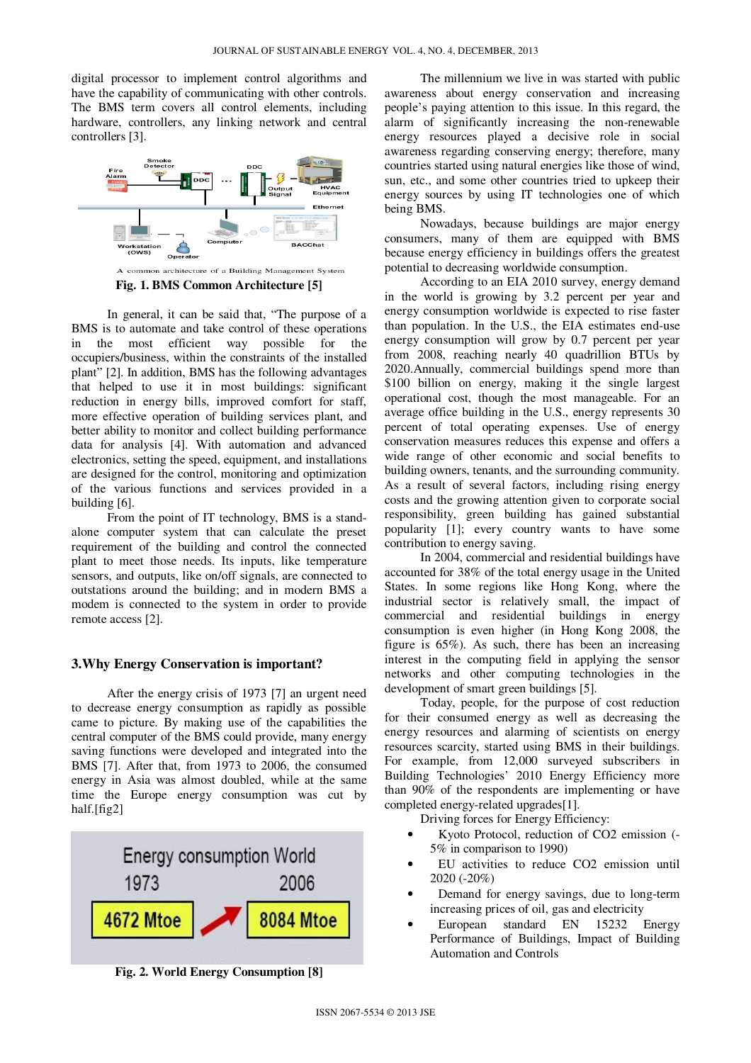digital processor to implement control algorithms and have the capability of communicating with other controls. The BMS term covers all control elements, including hardware, controllers, any linking network and central controllers [3].

**Fig. 1. BMS Common Architecture [5]**

In general, it can be said that, "The purpose of a BMS is to automate and take control of these operations in the most efficient way possible for the occupiers/business, within the constraints of the installed plant" [2]. In addition, BMS has the following advantages that helped to use it in most buildings: significant reduction in energy bills, improved comfort for staff, more effective operation of building services plant, and better ability to monitor and collect building performance data for analysis [4]. With automation and advanced electronics, setting the speed, equipment, and installations are designed for the control, monitoring and optimization of the various functions and services provided in a building [6].

From the point of IT technology, BMS is a stand-alone computer system that can calculate the preset requirement of the building and control the connected plant to meet those needs. Its inputs, like temperature sensors, and outputs, like on/off signals, are connected to outstations around the building; and in modern BMS a modem is connected to the system in order to provide remote access [2].

## 3.Why Energy Conservation is important?

After the energy crisis of 1973 [7] an urgent need to decrease energy consumption as rapidly as possible came to picture. By making use of the capabilities the central computer of the BMS could provide, many energy saving functions were developed and integrated into the BMS [7]. After that, from 1973 to 2006, the consumed energy in Asia was almost doubled, while at the same time the Europe energy consumption was cut by half.[fig2]

**Fig. 2. World Energy Consumption [8]**

The millennium we live in was started with public awareness about energy conservation and increasing people's paying attention to this issue. In this regard, the alarm of significantly increasing the non-renewable energy resources played a decisive role in social awareness regarding conserving energy; therefore, many countries started using natural energies like those of wind, sun, etc., and some other countries tried to upkeep their energy sources by using IT technologies one of which being BMS.

Nowadays, because buildings are major energy consumers, many of them are equipped with BMS because energy efficiency in buildings offers the greatest potential to decreasing worldwide consumption.

According to an EIA 2010 survey, energy demand in the world is growing by 3.2 percent per year and energy consumption worldwide is expected to rise faster than population. In the U.S., the EIA estimates end-use energy consumption will grow by 0.7 percent per year from 2008, reaching nearly 40 quadrillion BTUs by 2020.Annually, commercial buildings spend more than \$100 billion on energy, making it the single largest operational cost, though the most manageable. For an average office building in the U.S., energy represents 30 percent of total operating expenses. Use of energy conservation measures reduces this expense and offers a wide range of other economic and social benefits to building owners, tenants, and the surrounding community. As a result of several factors, including rising energy costs and the growing attention given to corporate social responsibility, green building has gained substantial popularity [1]; every country wants to have some contribution to energy saving.

In 2004, commercial and residential buildings have accounted for 38% of the total energy usage in the United States. In some regions like Hong Kong, where the industrial sector is relatively small, the impact of commercial and residential buildings in energy consumption is even higher (in Hong Kong 2008, the figure is 65%). As such, there has been an increasing interest in the computing field in applying the sensor networks and other computing technologies in the development of smart green buildings [5].

Today, people, for the purpose of cost reduction for their consumed energy as well as decreasing the energy resources and alarming of scientists on energy resources scarcity, started using BMS in their buildings. For example, from 12,000 surveyed subscribers in Building Technologies' 2010 Energy Efficiency more than 90% of the respondents are implementing or have completed energy-related upgrades[1].

Driving forces for Energy Efficiency:

- Kyoto Protocol, reduction of $CO_2$ emission (-5% in comparison to 1990)
- EU activities to reduce $CO_2$ emission until 2020 (-20%)
- Demand for energy savings, due to long-term increasing prices of oil, gas and electricity
- European standard EN 15232 Energy Performance of Buildings, Impact of Building Automation and Controls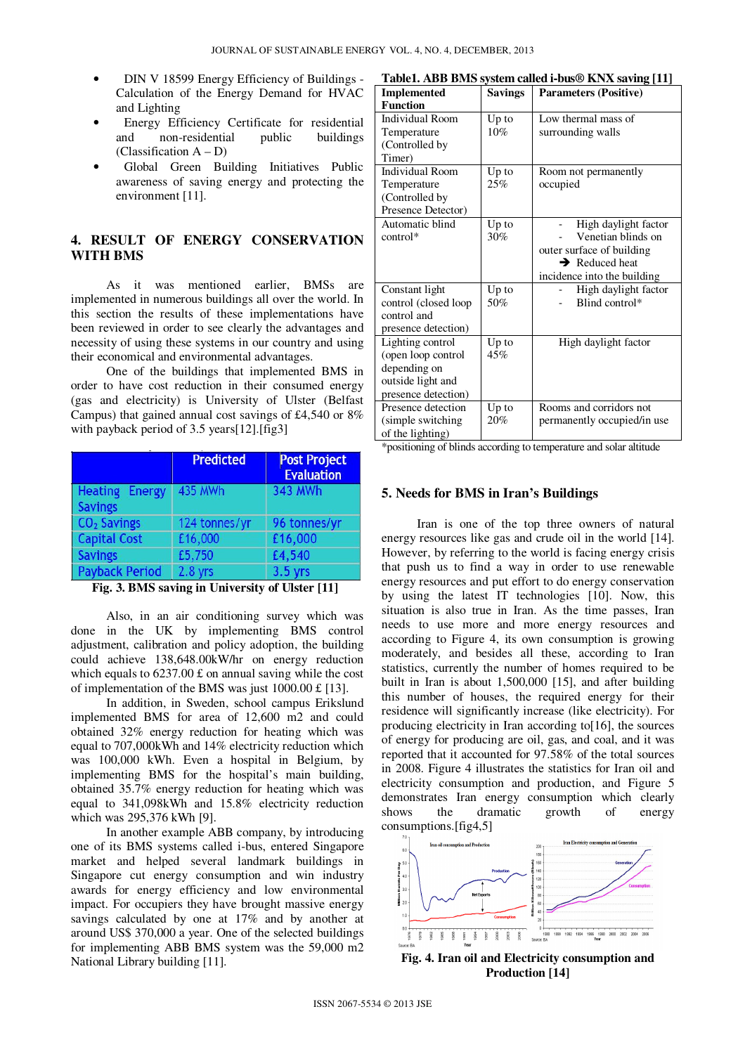- DIN V 18599 Energy Efficiency of Buildings - Calculation of the Energy Demand for HVAC and Lighting
- Energy Efficiency Certificate for residential and non-residential public buildings (Classification A – D)
- Global Green Building Initiatives Public awareness of saving energy and protecting the environment [11].

## 4. RESULT OF ENERGY CONSERVATION WITH BMS

As it was mentioned earlier, BMSs are implemented in numerous buildings all over the world. In this section the results of these implementations have been reviewed in order to see clearly the advantages and necessity of using these systems in our country and using their economical and environmental advantages.

One of the buildings that implemented BMS in order to have cost reduction in their consumed energy (gas and electricity) is University of Ulster (Belfast Campus) that gained annual cost savings of £4,540 or 8% with payback period of 3.5 years[12].[fig3]

| | Predicted | Post Project Evaluation |
|---|---|---|
| Heating Energy Savings | 435 MWh | 343 MWh |
| $CO_2$ Savings | 124 tonnes/yr | 96 tonnes/yr |
| Capital Cost | £16,000 | £16,000 |
| Savings | £5,750 | £4,540 |
| Payback Period | 2.8 yrs | 3.5 yrs |

**Fig. 3. BMS saving in University of Ulster [11]**

Also, in an air conditioning survey which was done in the UK by implementing BMS control adjustment, calibration and policy adoption, the building could achieve 138,648.00kW/hr on energy reduction which equals to 6237.00 £ on annual saving while the cost of implementation of the BMS was just 1000.00 £ [13].

In addition, in Sweden, school campus Erikslund implemented BMS for area of 12,600 m2 and could obtained 32% energy reduction for heating which was equal to 707,000kWh and 14% electricity reduction which was 100,000 kWh. Even a hospital in Belgium, by implementing BMS for the hospital's main building, obtained 35.7% energy reduction for heating which was equal to 341,098kWh and 15.8% electricity reduction which was 295,376 kWh [9].

In another example ABB company, by introducing one of its BMS systems called i-bus, entered Singapore market and helped several landmark buildings in Singapore cut energy consumption and win industry awards for energy efficiency and low environmental impact. For occupiers they have brought massive energy savings calculated by one at 17% and by another at around US$ 370,000 a year. One of the selected buildings for implementing ABB BMS system was the 59,000 m2 National Library building [11].

**Table1. ABB BMS system called i-bus® KNX saving [11]**

| Implemented Function | Savings | Parameters (Positive) |
|---|---|---|
| Individual Room Temperature (Controlled by Timer) | Up to 10% | Low thermal mass of surrounding walls |
| Individual Room Temperature (Controlled by Presence Detector) | Up to 25% | Room not permanently occupied |
| Automatic blind control* | Up to 30% | - High daylight factor<br>- Venetian blinds on outer surface of building<br>➔ Reduced heat incidence into the building |
| Constant light control (closed loop control and presence detection) | Up to 50% | - High daylight factor<br>- Blind control* |
| Lighting control (open loop control depending on outside light and presence detection) | Up to 45% | High daylight factor |
| Presence detection (simple switching of the lighting) | Up to 20% | Rooms and corridors not permanently occupied/in use |

*positioning of blinds according to temperature and solar altitude

## 5. Needs for BMS in Iran's Buildings

Iran is one of the top three owners of natural energy resources like gas and crude oil in the world [14]. However, by referring to the world is facing energy crisis that push us to find a way in order to use renewable energy resources and put effort to do energy conservation by using the latest IT technologies [10]. Now, this situation is also true in Iran. As the time passes, Iran needs to use more and more energy resources and according to Figure 4, its own consumption is growing moderately, and besides all these, according to Iran statistics, currently the number of homes required to be built in Iran is about 1,500,000 [15], and after building this number of houses, the required energy for their residence will significantly increase (like electricity). For producing electricity in Iran according to[16], the sources of energy for producing are oil, gas, and coal, and it was reported that it accounted for 97.58% of the total sources in 2008. Figure 4 illustrates the statistics for Iran oil and electricity consumption and production, and Figure 5 demonstrates Iran energy consumption which clearly shows the dramatic growth of energy consumptions.[fig4,5]

**Fig. 4. Iran oil and Electricity consumption and Production [14]**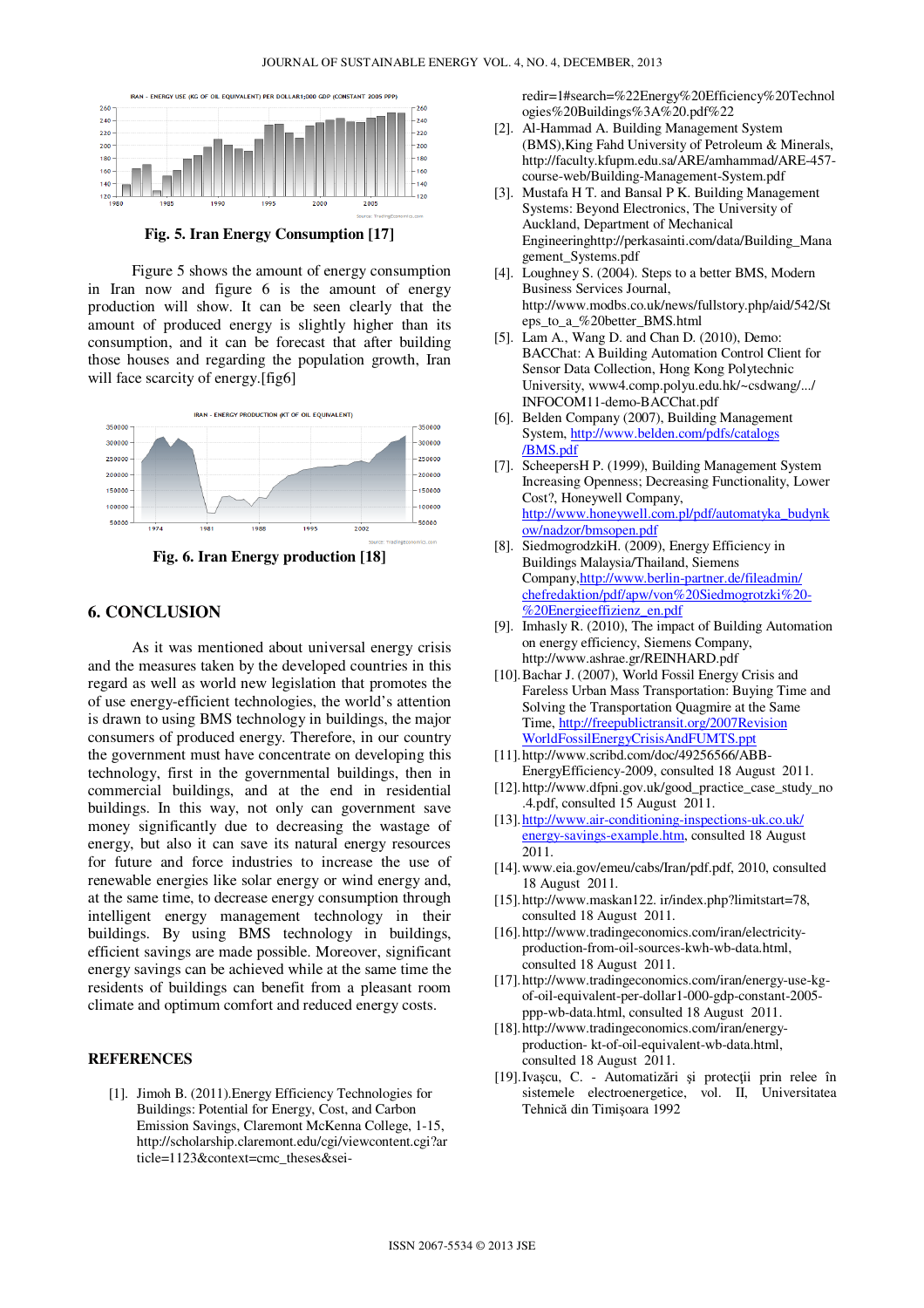IRAN - ENERGY USE (KG OF OIL EQUIVALENT) PER DOLLAR1,000 GDP (CONSTANT 2005 PPP)

260 240 220 200 180 160 140 120

1980 1985 1990 1995 2000 2005

Source: TradingEconomics.com

**Fig. 5. Iran Energy Consumption [17]**

Figure 5 shows the amount of energy consumption in Iran now and figure 6 is the amount of energy production will show. It can be seen clearly that the amount of produced energy is slightly higher than its consumption, and it can be forecast that after building those houses and regarding the population growth, Iran will face scarcity of energy.[fig6]

IRAN - ENERGY PRODUCTION (KT OF OIL EQUIVALENT)

350000 300000 250000 200000 150000 100000 50000

1974 1981 1988 1995 2002

Source: TradingEconomics.com

**Fig. 6. Iran Energy production [18]**

## 6. CONCLUSION

As it was mentioned about universal energy crisis and the measures taken by the developed countries in this regard as well as world new legislation that promotes the of use energy-efficient technologies, the world's attention is drawn to using BMS technology in buildings, the major consumers of produced energy. Therefore, in our country the government must have concentrate on developing this technology, first in the governmental buildings, then in commercial buildings, and at the end in residential buildings. In this way, not only can government save money significantly due to decreasing the wastage of energy, but also it can save its natural energy resources for future and force industries to increase the use of renewable energies like solar energy or wind energy and, at the same time, to decrease energy consumption through intelligent energy management technology in their buildings. By using BMS technology in buildings, efficient savings are made possible. Moreover, significant energy savings can be achieved while at the same time the residents of buildings can benefit from a pleasant room climate and optimum comfort and reduced energy costs.

## REFERENCES

[1]. Jimoh B. (2011).Energy Efficiency Technologies for Buildings: Potential for Energy, Cost, and Carbon Emission Savings, Claremont McKenna College, 1-15, http://scholarship.claremont.edu/cgi/viewcontent.cgi?article=1123&context=cmc_theses&sei-redir=1#search=%22Energy%20Efficiency%20Technologies%20Buildings%3A%20.pdf%22

[2]. Al-Hammad A. Building Management System (BMS),King Fahd University of Petroleum & Minerals, http://faculty.kfupm.edu.sa/ARE/amhammad/ARE-457-course-web/Building-Management-System.pdf

[3]. Mustafa H T. and Bansal P K. Building Management Systems: Beyond Electronics, The University of Auckland, Department of Mechanical Engineeringhttp://perkasainti.com/data/Building_Management_Systems.pdf

[4]. Loughney S. (2004). Steps to a better BMS, Modern Business Services Journal, http://www.modbs.co.uk/news/fullstory.php/aid/542/Steps_to_a_%20better_BMS.html

[5]. Lam A., Wang D. and Chan D. (2010), Demo: BACChat: A Building Automation Control Client for Sensor Data Collection, Hong Kong Polytechnic University, www4.comp.polyu.edu.hk/~csdwang/.../INFOCOM11-demo-BACChat.pdf

[6]. Belden Company (2007), Building Management System, http://www.belden.com/pdfs/catalogs/BMS.pdf

[7]. ScheepersH P. (1999), Building Management System Increasing Openness; Decreasing Functionality, Lower Cost?, Honeywell Company, http://www.honeywell.com.pl/pdf/automatyka_budynkow/nadzor/bmsopen.pdf

[8]. SiedmogrodzkiH. (2009), Energy Efficiency in Buildings Malaysia/Thailand, Siemens Company,http://www.berlin-partner.de/fileadmin/chefredaktion/pdf/apw/von%20Siedmogrotzki%20-%20Energieeffizienz_en.pdf

[9]. Imhasly R. (2010), The impact of Building Automation on energy efficiency, Siemens Company, http://www.ashrae.gr/REINHARD.pdf

[10]. Bachar J. (2007), World Fossil Energy Crisis and Fareless Urban Mass Transportation: Buying Time and Solving the Transportation Quagmire at the Same Time, http://freepublictransit.org/2007RevisionWorldFossilEnergyCrisisAndFUMTS.ppt

[11]. http://www.scribd.com/doc/49256566/ABB-EnergyEfficiency-2009, consulted 18 August 2011.

[12]. http://www.dfpni.gov.uk/good_practice_case_study_no.4.pdf, consulted 15 August 2011.

[13]. http://www.air-conditioning-inspections-uk.co.uk/energy-savings-example.htm, consulted 18 August 2011.

[14]. www.eia.gov/emeu/cabs/Iran/pdf.pdf, 2010, consulted 18 August 2011.

[15]. http://www.maskan122. ir/index.php?limitstart=78, consulted 18 August 2011.

[16]. http://www.tradingeconomics.com/iran/electricity-production-from-oil-sources-kwh-wb-data.html, consulted 18 August 2011.

[17]. http://www.tradingeconomics.com/iran/energy-use-kg-of-oil-equivalent-per-dollar1-000-gdp-constant-2005-ppp-wb-data.html, consulted 18 August 2011.

[18]. http://www.tradingeconomics.com/iran/energy-production- kt-of-oil-equivalent-wb-data.html, consulted 18 August 2011.

[19]. Ivaşcu, C. - Automatizări şi protecţii prin relee în sistemele electroenergetice, vol. II, Universitatea Tehnică din Timişoara 1992